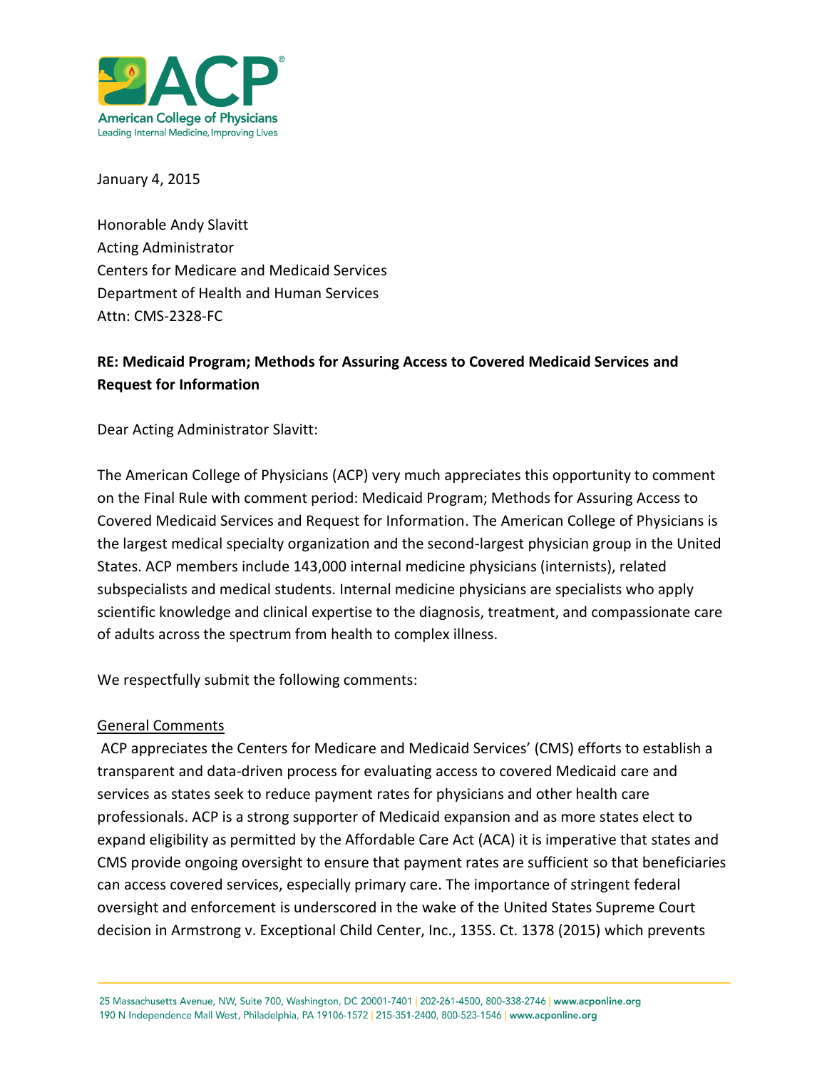**American College of Physicians**
Leading Internal Medicine, Improving Lives

January 4, 2015

Honorable Andy Slavitt
Acting Administrator
Centers for Medicare and Medicaid Services
Department of Health and Human Services
Attn: CMS-2328-FC

**RE: Medicaid Program; Methods for Assuring Access to Covered Medicaid Services and Request for Information**

Dear Acting Administrator Slavitt:

The American College of Physicians (ACP) very much appreciates this opportunity to comment on the Final Rule with comment period: Medicaid Program; Methods for Assuring Access to Covered Medicaid Services and Request for Information. The American College of Physicians is the largest medical specialty organization and the second-largest physician group in the United States. ACP members include 143,000 internal medicine physicians (internists), related subspecialists and medical students. Internal medicine physicians are specialists who apply scientific knowledge and clinical expertise to the diagnosis, treatment, and compassionate care of adults across the spectrum from health to complex illness.

We respectfully submit the following comments:

General Comments

ACP appreciates the Centers for Medicare and Medicaid Services' (CMS) efforts to establish a transparent and data-driven process for evaluating access to covered Medicaid care and services as states seek to reduce payment rates for physicians and other health care professionals. ACP is a strong supporter of Medicaid expansion and as more states elect to expand eligibility as permitted by the Affordable Care Act (ACA) it is imperative that states and CMS provide ongoing oversight to ensure that payment rates are sufficient so that beneficiaries can access covered services, especially primary care. The importance of stringent federal oversight and enforcement is underscored in the wake of the United States Supreme Court decision in Armstrong v. Exceptional Child Center, Inc., 135S. Ct. 1378 (2015) which prevents

25 Massachusetts Avenue, NW, Suite 700, Washington, DC 20001-7401 | 202-261-4500, 800-338-2746 | www.acponline.org
190 N Independence Mall West, Philadelphia, PA 19106-1572 | 215-351-2400, 800-523-1546 | www.acponline.org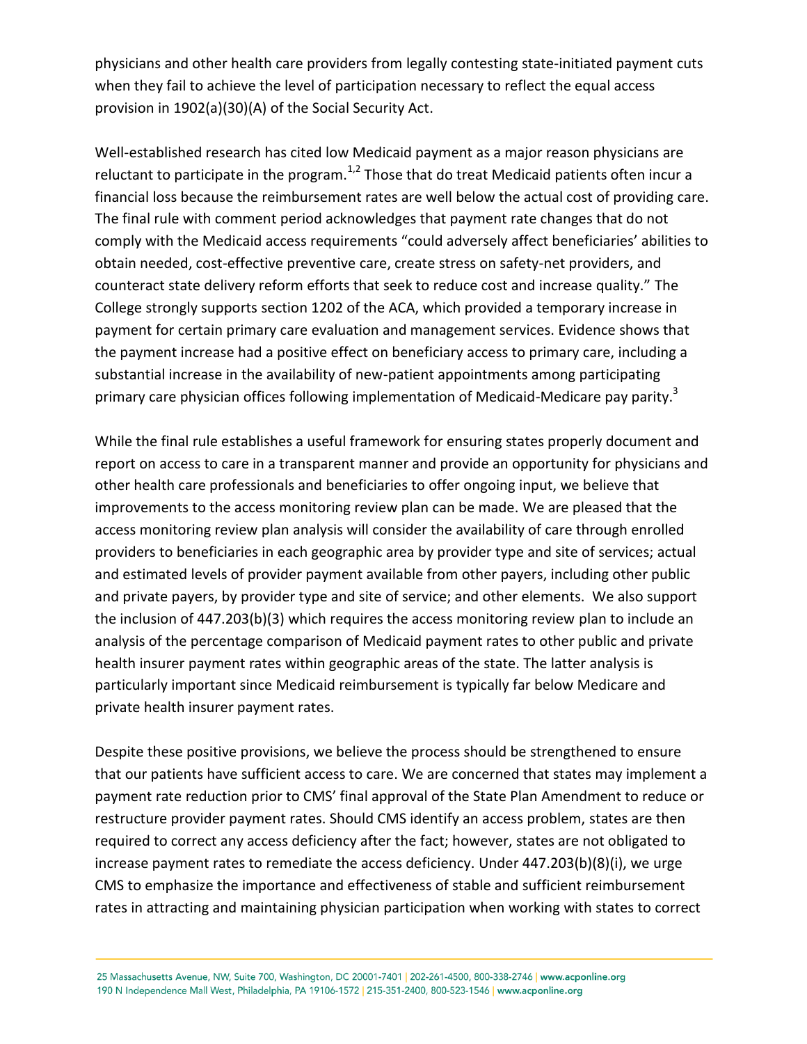physicians and other health care providers from legally contesting state-initiated payment cuts when they fail to achieve the level of participation necessary to reflect the equal access provision in 1902(a)(30)(A) of the Social Security Act.

Well-established research has cited low Medicaid payment as a major reason physicians are reluctant to participate in the program.[1,2] Those that do treat Medicaid patients often incur a financial loss because the reimbursement rates are well below the actual cost of providing care. The final rule with comment period acknowledges that payment rate changes that do not comply with the Medicaid access requirements "could adversely affect beneficiaries' abilities to obtain needed, cost-effective preventive care, create stress on safety-net providers, and counteract state delivery reform efforts that seek to reduce cost and increase quality." The College strongly supports section 1202 of the ACA, which provided a temporary increase in payment for certain primary care evaluation and management services. Evidence shows that the payment increase had a positive effect on beneficiary access to primary care, including a substantial increase in the availability of new-patient appointments among participating primary care physician offices following implementation of Medicaid-Medicare pay parity.[3]

While the final rule establishes a useful framework for ensuring states properly document and report on access to care in a transparent manner and provide an opportunity for physicians and other health care professionals and beneficiaries to offer ongoing input, we believe that improvements to the access monitoring review plan can be made. We are pleased that the access monitoring review plan analysis will consider the availability of care through enrolled providers to beneficiaries in each geographic area by provider type and site of services; actual and estimated levels of provider payment available from other payers, including other public and private payers, by provider type and site of service; and other elements. We also support the inclusion of 447.203(b)(3) which requires the access monitoring review plan to include an analysis of the percentage comparison of Medicaid payment rates to other public and private health insurer payment rates within geographic areas of the state. The latter analysis is particularly important since Medicaid reimbursement is typically far below Medicare and private health insurer payment rates.

Despite these positive provisions, we believe the process should be strengthened to ensure that our patients have sufficient access to care. We are concerned that states may implement a payment rate reduction prior to CMS' final approval of the State Plan Amendment to reduce or restructure provider payment rates. Should CMS identify an access problem, states are then required to correct any access deficiency after the fact; however, states are not obligated to increase payment rates to remediate the access deficiency. Under 447.203(b)(8)(i), we urge CMS to emphasize the importance and effectiveness of stable and sufficient reimbursement rates in attracting and maintaining physician participation when working with states to correct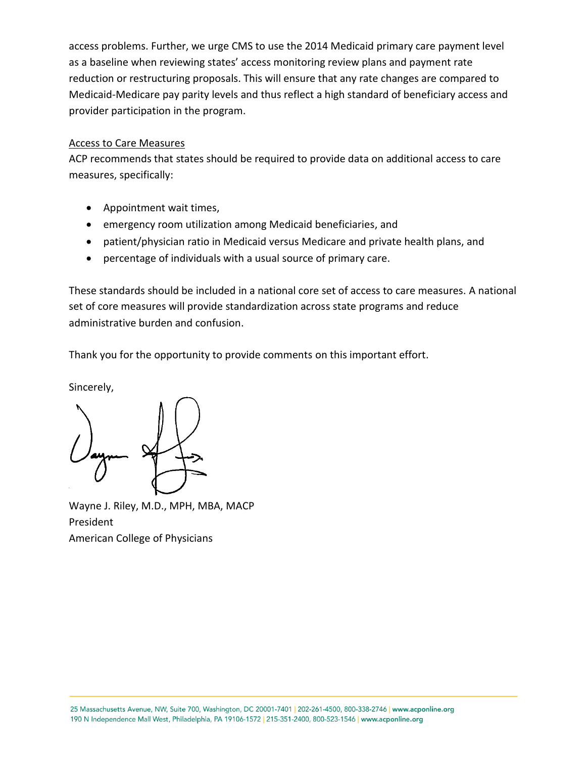access problems. Further, we urge CMS to use the 2014 Medicaid primary care payment level as a baseline when reviewing states' access monitoring review plans and payment rate reduction or restructuring proposals. This will ensure that any rate changes are compared to Medicaid-Medicare pay parity levels and thus reflect a high standard of beneficiary access and provider participation in the program.

Access to Care Measures

ACP recommends that states should be required to provide data on additional access to care measures, specifically:

- Appointment wait times,
- emergency room utilization among Medicaid beneficiaries, and
- patient/physician ratio in Medicaid versus Medicare and private health plans, and
- percentage of individuals with a usual source of primary care.

These standards should be included in a national core set of access to care measures. A national set of core measures will provide standardization across state programs and reduce administrative burden and confusion.

Thank you for the opportunity to provide comments on this important effort.

Sincerely,

Wayne J. Riley, M.D., MPH, MBA, MACP
President
American College of Physicians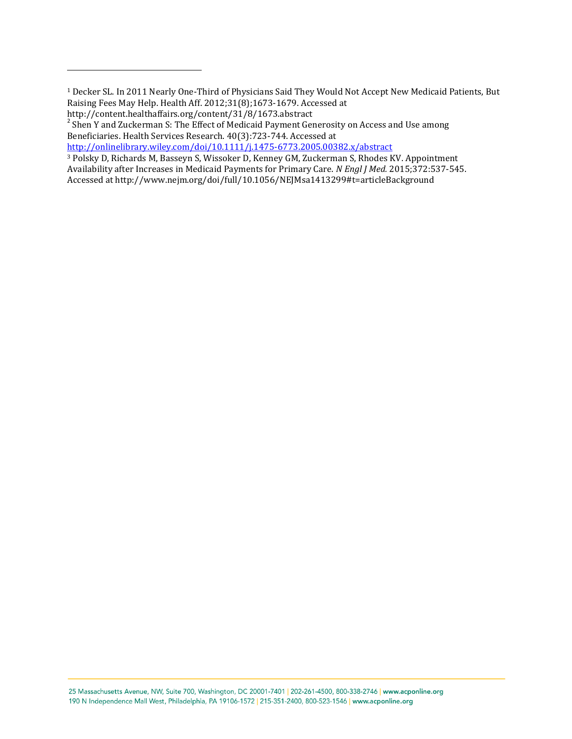---

[1] Decker SL. In 2011 Nearly One-Third of Physicians Said They Would Not Accept New Medicaid Patients, But Raising Fees May Help. Health Aff. 2012;31(8);1673-1679. Accessed at http://content.healthaffairs.org/content/31/8/1673.abstract

[2] Shen Y and Zuckerman S: The Effect of Medicaid Payment Generosity on Access and Use among Beneficiaries. Health Services Research. 40(3):723-744. Accessed at http://onlinelibrary.wiley.com/doi/10.1111/j.1475-6773.2005.00382.x/abstract

[3] Polsky D, Richards M, Basseyn S, Wissoker D, Kenney GM, Zuckerman S, Rhodes KV. Appointment Availability after Increases in Medicaid Payments for Primary Care. *N Engl J Med.* 2015;372:537-545. Accessed at http://www.nejm.org/doi/full/10.1056/NEJMsa1413299#t=articleBackground